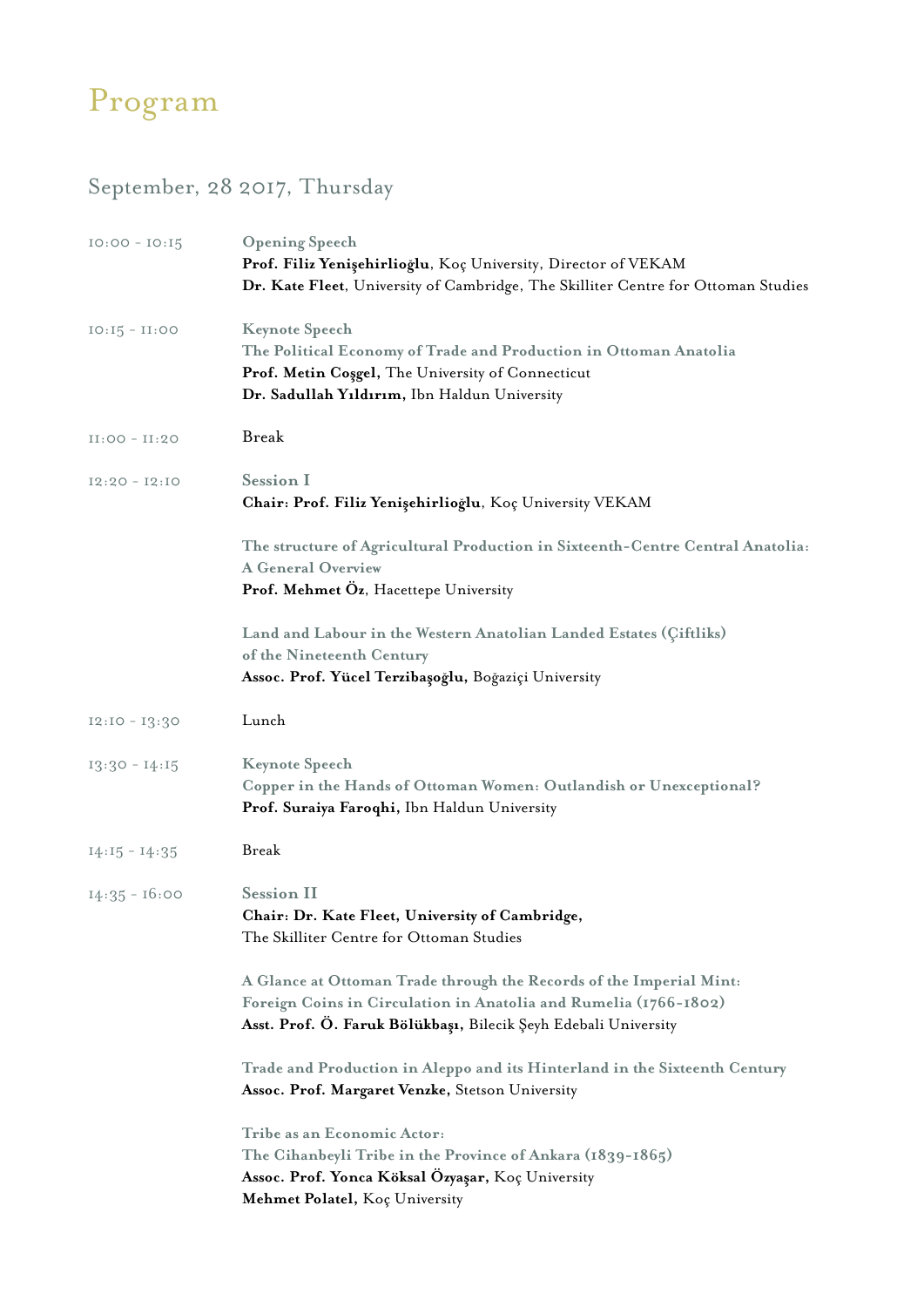# Program

## September, 28 2017, Thursday

10:00 - 10:15

**Opening Speech**
**Prof. Filiz Yenişehirlioğlu**, Koç University, Director of VEKAM
**Dr. Kate Fleet**, University of Cambridge, The Skilliter Centre for Ottoman Studies

10:15 - 11:00

**Keynote Speech**
**The Political Economy of Trade and Production in Ottoman Anatolia**
**Prof. Metin Coşgel,** The University of Connecticut
**Dr. Sadullah Yıldırım,** Ibn Haldun University

11:00 - 11:20

Break

12:20 - 12:10

**Session I**
**Chair: Prof. Filiz Yenişehirlioğlu**, Koç University VEKAM

**The structure of Agricultural Production in Sixteenth-Centre Central Anatolia: A General Overview**
**Prof. Mehmet Öz**, Hacettepe University

**Land and Labour in the Western Anatolian Landed Estates (Çiftliks) of the Nineteenth Century**
**Assoc. Prof. Yücel Terzibaşoğlu,** Boğaziçi University

12:10 - 13:30

Lunch

13:30 - 14:15

**Keynote Speech**
**Copper in the Hands of Ottoman Women: Outlandish or Unexceptional?**
**Prof. Suraiya Faroqhi,** Ibn Haldun University

14:15 - 14:35

Break

14:35 - 16:00

**Session II**
**Chair: Dr. Kate Fleet, University of Cambridge,**
The Skilliter Centre for Ottoman Studies

**A Glance at Ottoman Trade through the Records of the Imperial Mint: Foreign Coins in Circulation in Anatolia and Rumelia (1766-1802)**
**Asst. Prof. Ö. Faruk Bölükbaşı,** Bilecik Şeyh Edebali University

**Trade and Production in Aleppo and its Hinterland in the Sixteenth Century**
**Assoc. Prof. Margaret Venzke,** Stetson University

**Tribe as an Economic Actor: The Cihanbeyli Tribe in the Province of Ankara (1839-1865)**
**Assoc. Prof. Yonca Köksal Özyaşar,** Koç University
**Mehmet Polatel,** Koç University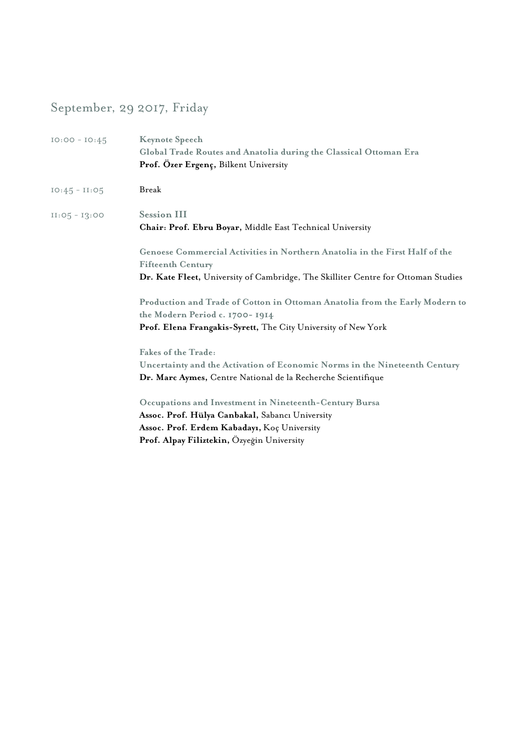## September, 29 2017, Friday

**10:00 - 10:45**

**Keynote Speech**
**Global Trade Routes and Anatolia during the Classical Ottoman Era**
**Prof. Özer Ergenç,** Bilkent University

**10:45 - 11:05**

Break

**11:05 - 13:00**

**Session III**
**Chair: Prof. Ebru Boyar,** Middle East Technical University

**Genoese Commercial Activities in Northern Anatolia in the First Half of the Fifteenth Century**
**Dr. Kate Fleet,** University of Cambridge, The Skilliter Centre for Ottoman Studies

**Production and Trade of Cotton in Ottoman Anatolia from the Early Modern to the Modern Period c. 1700- 1914**
**Prof. Elena Frangakis-Syrett,** The City University of New York

**Fakes of the Trade:**
**Uncertainty and the Activation of Economic Norms in the Nineteenth Century**
**Dr. Marc Aymes,** Centre National de la Recherche Scientifique

**Occupations and Investment in Nineteenth-Century Bursa**
**Assoc. Prof. Hülya Canbakal,** Sabancı University
**Assoc. Prof. Erdem Kabadayı,** Koç University
**Prof. Alpay Filiztekin,** Özyeğin University